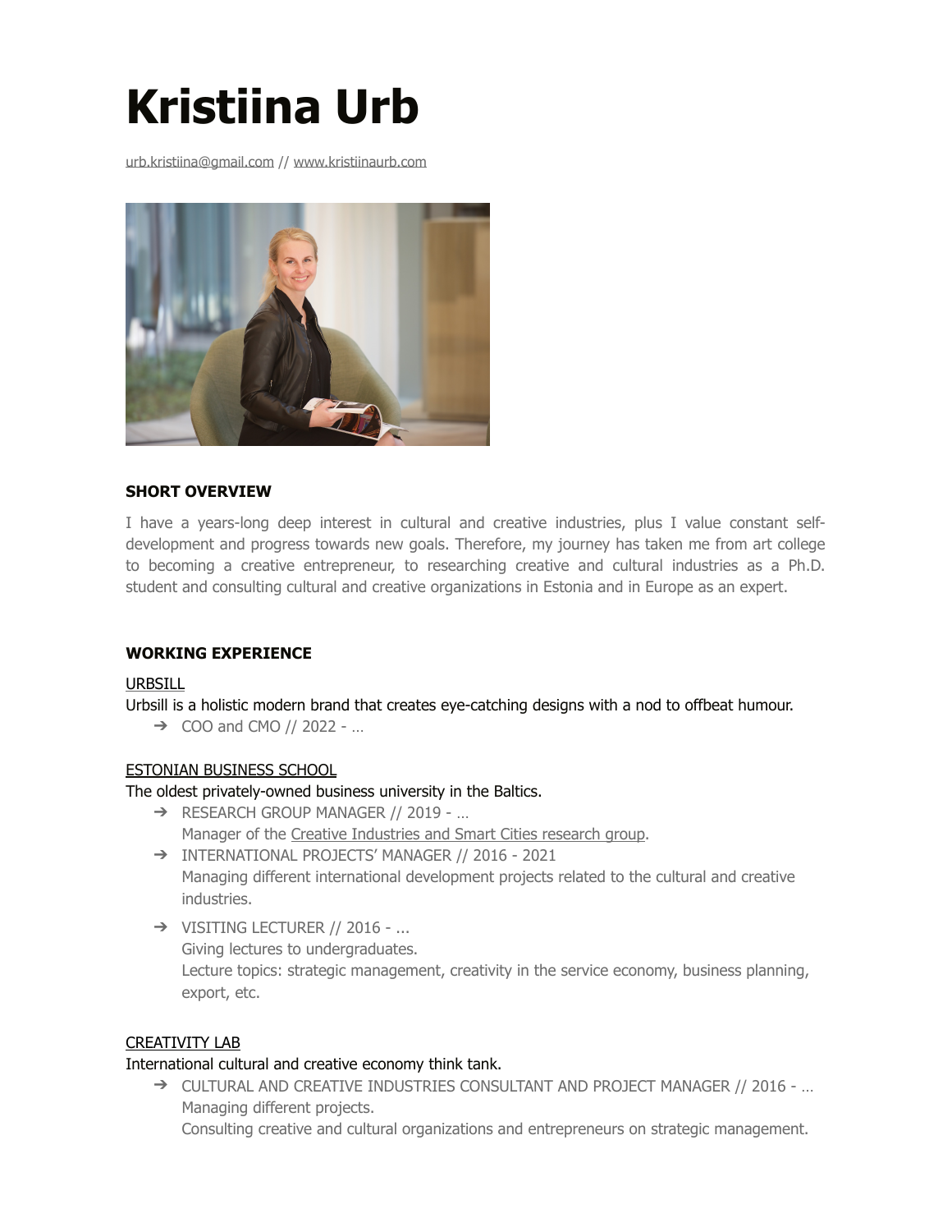# Kristiina Urb

urb.kristiina@gmail.com // www.kristiinaurb.com

### SHORT OVERVIEW

I have a years-long deep interest in cultural and creative industries, plus I value constant self-development and progress towards new goals. Therefore, my journey has taken me from art college to becoming a creative entrepreneur, to researching creative and cultural industries as a Ph.D. student and consulting cultural and creative organizations in Estonia and in Europe as an expert.

### WORKING EXPERIENCE

URBSILL

Urbsill is a holistic modern brand that creates eye-catching designs with a nod to offbeat humour.

➔ COO and CMO // 2022 - …

ESTONIAN BUSINESS SCHOOL

The oldest privately-owned business university in the Baltics.

➔ RESEARCH GROUP MANAGER // 2019 - …
  Manager of the Creative Industries and Smart Cities research group.

➔ INTERNATIONAL PROJECTS' MANAGER // 2016 - 2021
  Managing different international development projects related to the cultural and creative industries.

➔ VISITING LECTURER // 2016 - ...
  Giving lectures to undergraduates.
  Lecture topics: strategic management, creativity in the service economy, business planning, export, etc.

CREATIVITY LAB

International cultural and creative economy think tank.

➔ CULTURAL AND CREATIVE INDUSTRIES CONSULTANT AND PROJECT MANAGER // 2016 - …
  Managing different projects.
  Consulting creative and cultural organizations and entrepreneurs on strategic management.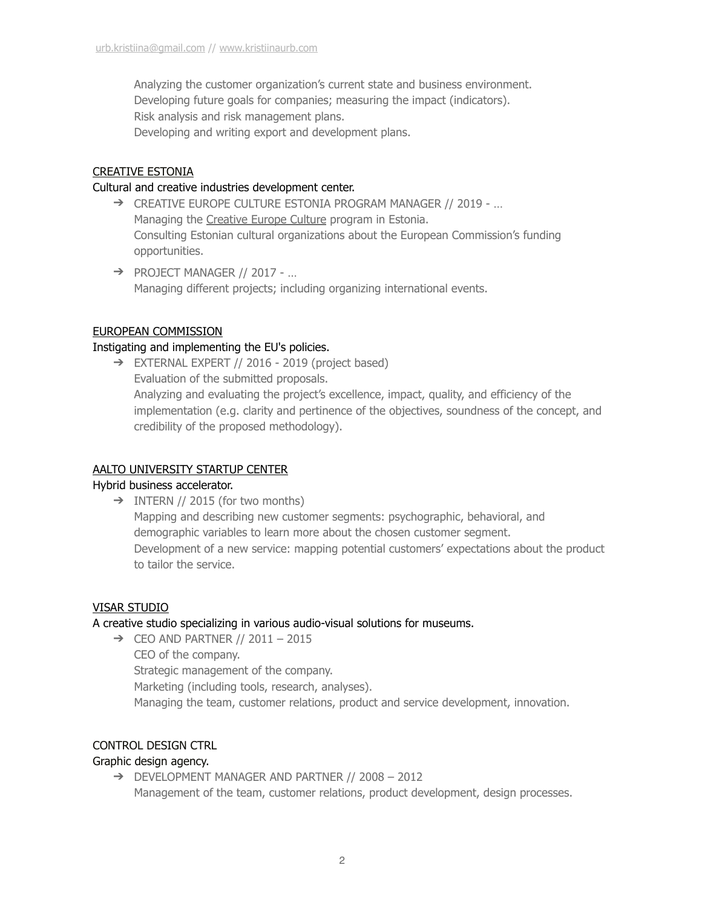Analyzing the customer organization's current state and business environment.
Developing future goals for companies; measuring the impact (indicators).
Risk analysis and risk management plans.
Developing and writing export and development plans.

### CREATIVE ESTONIA

Cultural and creative industries development center.

- ➔ CREATIVE EUROPE CULTURE ESTONIA PROGRAM MANAGER // 2019 - …
  Managing the Creative Europe Culture program in Estonia.
  Consulting Estonian cultural organizations about the European Commission's funding opportunities.
- ➔ PROJECT MANAGER // 2017 - …
  Managing different projects; including organizing international events.

### EUROPEAN COMMISSION

Instigating and implementing the EU's policies.

- ➔ EXTERNAL EXPERT // 2016 - 2019 (project based)
  Evaluation of the submitted proposals.
  Analyzing and evaluating the project's excellence, impact, quality, and efficiency of the implementation (e.g. clarity and pertinence of the objectives, soundness of the concept, and credibility of the proposed methodology).

### AALTO UNIVERSITY STARTUP CENTER

Hybrid business accelerator.

- ➔ INTERN // 2015 (for two months)
  Mapping and describing new customer segments: psychographic, behavioral, and demographic variables to learn more about the chosen customer segment.
  Development of a new service: mapping potential customers' expectations about the product to tailor the service.

### VISAR STUDIO

A creative studio specializing in various audio-visual solutions for museums.

- ➔ CEO AND PARTNER // 2011 – 2015
  CEO of the company.
  Strategic management of the company.
  Marketing (including tools, research, analyses).
  Managing the team, customer relations, product and service development, innovation.

### CONTROL DESIGN CTRL

Graphic design agency.

- ➔ DEVELOPMENT MANAGER AND PARTNER // 2008 – 2012
  Management of the team, customer relations, product development, design processes.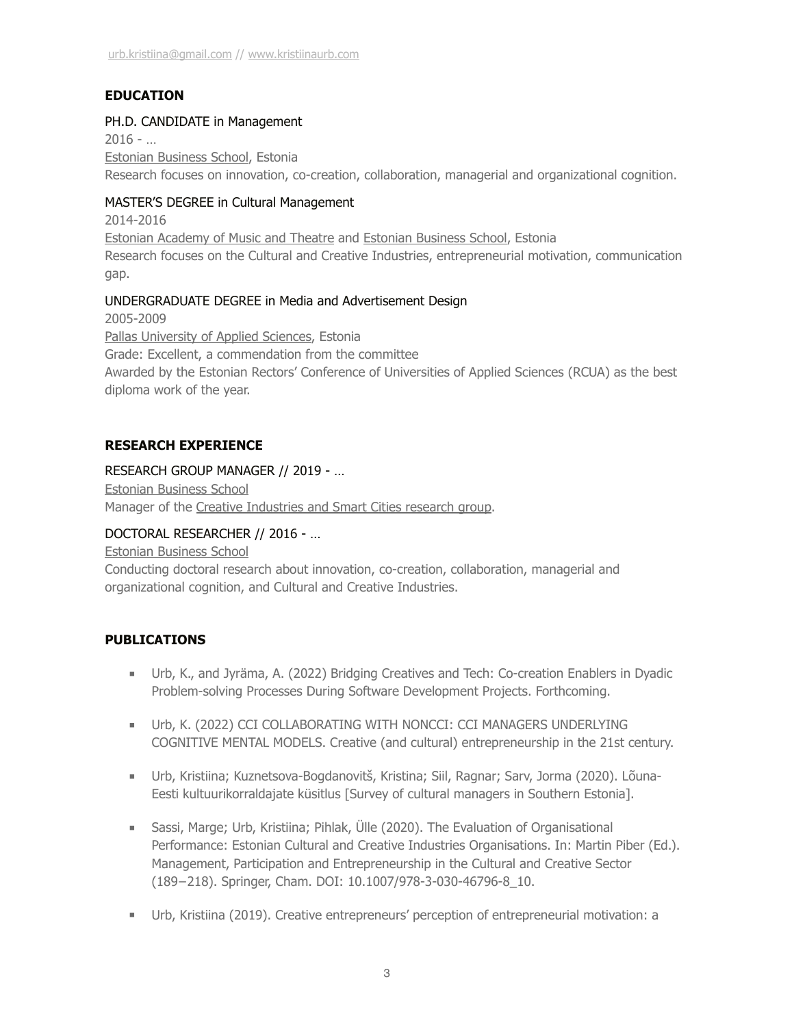urb.kristiina@gmail.com // www.kristiinaurb.com

## EDUCATION

PH.D. CANDIDATE in Management
2016 - …
Estonian Business School, Estonia
Research focuses on innovation, co-creation, collaboration, managerial and organizational cognition.

MASTER'S DEGREE in Cultural Management
2014-2016
Estonian Academy of Music and Theatre and Estonian Business School, Estonia
Research focuses on the Cultural and Creative Industries, entrepreneurial motivation, communication gap.

UNDERGRADUATE DEGREE in Media and Advertisement Design
2005-2009
Pallas University of Applied Sciences, Estonia
Grade: Excellent, a commendation from the committee
Awarded by the Estonian Rectors' Conference of Universities of Applied Sciences (RCUA) as the best diploma work of the year.

## RESEARCH EXPERIENCE

RESEARCH GROUP MANAGER // 2019 - …
Estonian Business School
Manager of the Creative Industries and Smart Cities research group.

DOCTORAL RESEARCHER // 2016 - …
Estonian Business School
Conducting doctoral research about innovation, co-creation, collaboration, managerial and organizational cognition, and Cultural and Creative Industries.

## PUBLICATIONS

- Urb, K., and Jyrämä, A. (2022) Bridging Creatives and Tech: Co-creation Enablers in Dyadic Problem-solving Processes During Software Development Projects. Forthcoming.
- Urb, K. (2022) CCI COLLABORATING WITH NONCCI: CCI MANAGERS UNDERLYING COGNITIVE MENTAL MODELS. Creative (and cultural) entrepreneurship in the 21st century.
- Urb, Kristiina; Kuznetsova-Bogdanovitš, Kristina; Siil, Ragnar; Sarv, Jorma (2020). Lõuna-Eesti kultuurikorraldajate küsitlus [Survey of cultural managers in Southern Estonia].
- Sassi, Marge; Urb, Kristiina; Pihlak, Ülle (2020). The Evaluation of Organisational Performance: Estonian Cultural and Creative Industries Organisations. In: Martin Piber (Ed.). Management, Participation and Entrepreneurship in the Cultural and Creative Sector (189−218). Springer, Cham. DOI: 10.1007/978-3-030-46796-8_10.
- Urb, Kristiina (2019). Creative entrepreneurs' perception of entrepreneurial motivation: a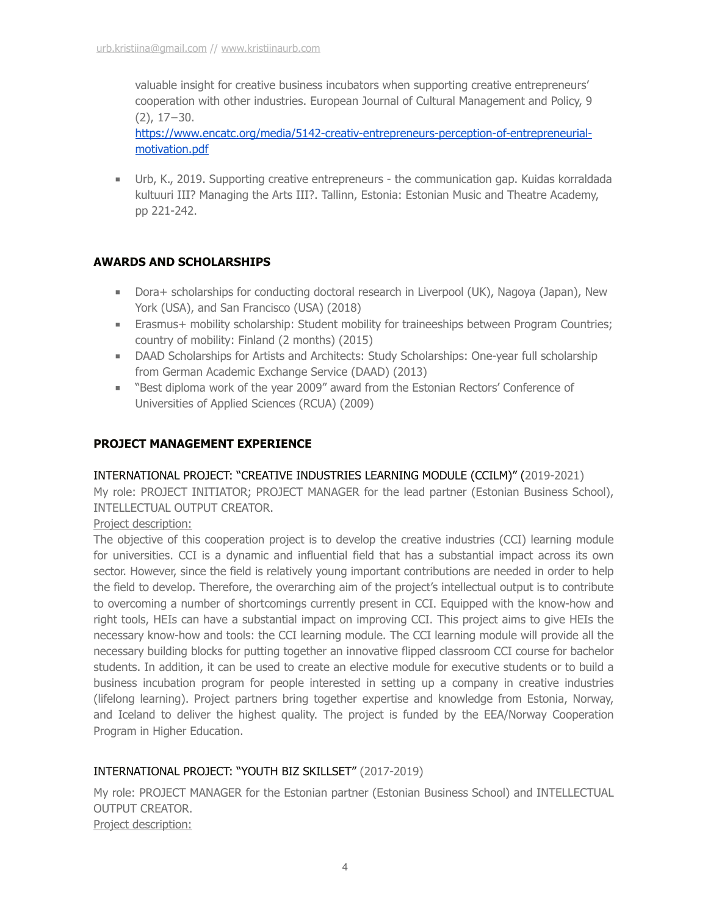valuable insight for creative business incubators when supporting creative entrepreneurs' cooperation with other industries. European Journal of Cultural Management and Policy, 9 (2), 17–30. https://www.encatc.org/media/5142-creativ-entrepreneurs-perception-of-entrepreneurial-motivation.pdf

- Urb, K., 2019. Supporting creative entrepreneurs - the communication gap. Kuidas korraldada kultuuri III? Managing the Arts III?. Tallinn, Estonia: Estonian Music and Theatre Academy, pp 221-242.

## AWARDS AND SCHOLARSHIPS

- Dora+ scholarships for conducting doctoral research in Liverpool (UK), Nagoya (Japan), New York (USA), and San Francisco (USA) (2018)
- Erasmus+ mobility scholarship: Student mobility for traineeships between Program Countries; country of mobility: Finland (2 months) (2015)
- DAAD Scholarships for Artists and Architects: Study Scholarships: One-year full scholarship from German Academic Exchange Service (DAAD) (2013)
- "Best diploma work of the year 2009" award from the Estonian Rectors' Conference of Universities of Applied Sciences (RCUA) (2009)

## PROJECT MANAGEMENT EXPERIENCE

INTERNATIONAL PROJECT: "CREATIVE INDUSTRIES LEARNING MODULE (CCILM)" (2019-2021)

My role: PROJECT INITIATOR; PROJECT MANAGER for the lead partner (Estonian Business School), INTELLECTUAL OUTPUT CREATOR.

Project description:

The objective of this cooperation project is to develop the creative industries (CCI) learning module for universities. CCI is a dynamic and influential field that has a substantial impact across its own sector. However, since the field is relatively young important contributions are needed in order to help the field to develop. Therefore, the overarching aim of the project's intellectual output is to contribute to overcoming a number of shortcomings currently present in CCI. Equipped with the know-how and right tools, HEIs can have a substantial impact on improving CCI. This project aims to give HEIs the necessary know-how and tools: the CCI learning module. The CCI learning module will provide all the necessary building blocks for putting together an innovative flipped classroom CCI course for bachelor students. In addition, it can be used to create an elective module for executive students or to build a business incubation program for people interested in setting up a company in creative industries (lifelong learning). Project partners bring together expertise and knowledge from Estonia, Norway, and Iceland to deliver the highest quality. The project is funded by the EEA/Norway Cooperation Program in Higher Education.

INTERNATIONAL PROJECT: "YOUTH BIZ SKILLSET" (2017-2019)

My role: PROJECT MANAGER for the Estonian partner (Estonian Business School) and INTELLECTUAL OUTPUT CREATOR.

Project description: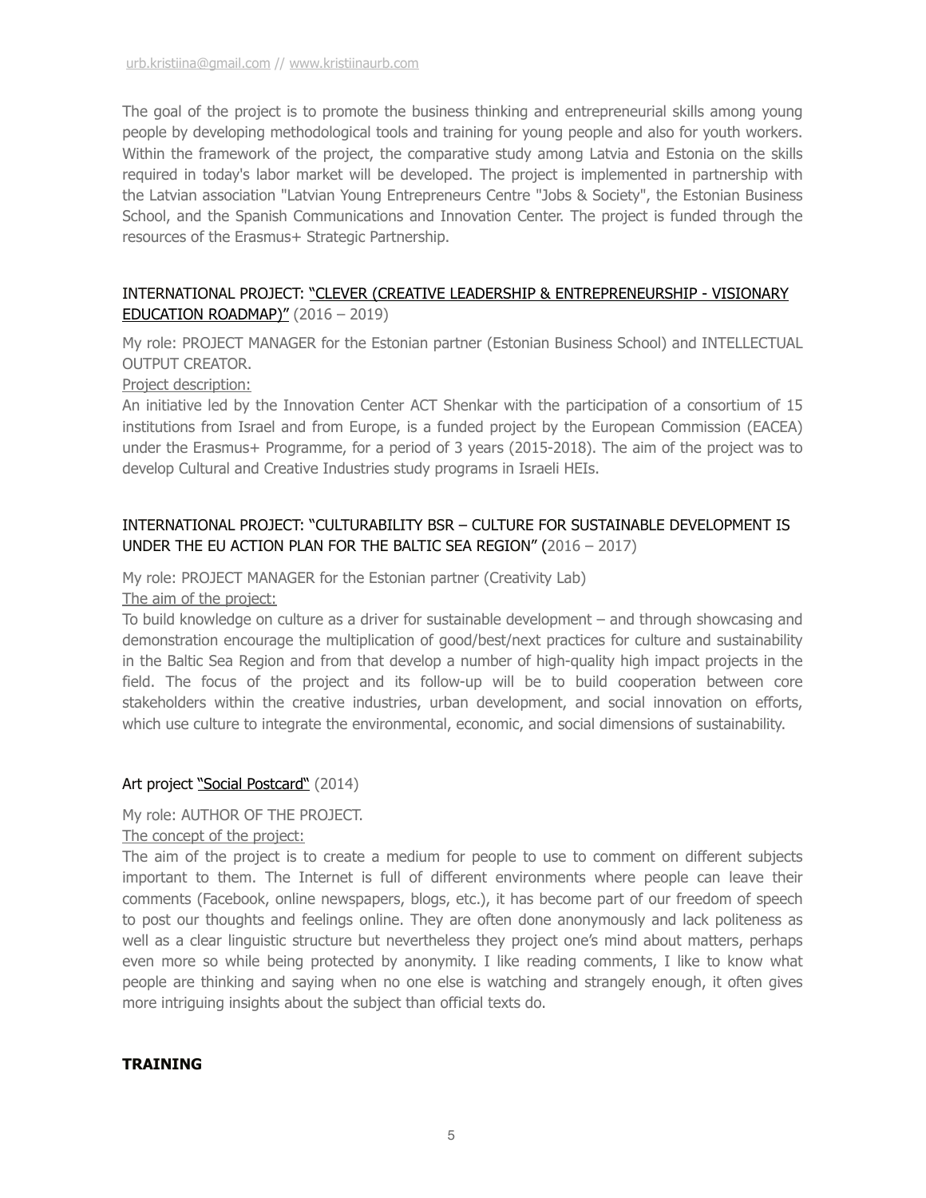The goal of the project is to promote the business thinking and entrepreneurial skills among young people by developing methodological tools and training for young people and also for youth workers. Within the framework of the project, the comparative study among Latvia and Estonia on the skills required in today's labor market will be developed. The project is implemented in partnership with the Latvian association "Latvian Young Entrepreneurs Centre "Jobs & Society", the Estonian Business School, and the Spanish Communications and Innovation Center. The project is funded through the resources of the Erasmus+ Strategic Partnership.

### INTERNATIONAL PROJECT: "CLEVER (CREATIVE LEADERSHIP & ENTREPRENEURSHIP - VISIONARY EDUCATION ROADMAP)" (2016 – 2019)

My role: PROJECT MANAGER for the Estonian partner (Estonian Business School) and INTELLECTUAL OUTPUT CREATOR.

Project description:

An initiative led by the Innovation Center ACT Shenkar with the participation of a consortium of 15 institutions from Israel and from Europe, is a funded project by the European Commission (EACEA) under the Erasmus+ Programme, for a period of 3 years (2015-2018). The aim of the project was to develop Cultural and Creative Industries study programs in Israeli HEIs.

### INTERNATIONAL PROJECT: "CULTURABILITY BSR – CULTURE FOR SUSTAINABLE DEVELOPMENT IS UNDER THE EU ACTION PLAN FOR THE BALTIC SEA REGION" (2016 – 2017)

My role: PROJECT MANAGER for the Estonian partner (Creativity Lab)

The aim of the project:

To build knowledge on culture as a driver for sustainable development – and through showcasing and demonstration encourage the multiplication of good/best/next practices for culture and sustainability in the Baltic Sea Region and from that develop a number of high-quality high impact projects in the field. The focus of the project and its follow-up will be to build cooperation between core stakeholders within the creative industries, urban development, and social innovation on efforts, which use culture to integrate the environmental, economic, and social dimensions of sustainability.

### Art project "Social Postcard" (2014)

My role: AUTHOR OF THE PROJECT.

The concept of the project:

The aim of the project is to create a medium for people to use to comment on different subjects important to them. The Internet is full of different environments where people can leave their comments (Facebook, online newspapers, blogs, etc.), it has become part of our freedom of speech to post our thoughts and feelings online. They are often done anonymously and lack politeness as well as a clear linguistic structure but nevertheless they project one's mind about matters, perhaps even more so while being protected by anonymity. I like reading comments, I like to know what people are thinking and saying when no one else is watching and strangely enough, it often gives more intriguing insights about the subject than official texts do.

## TRAINING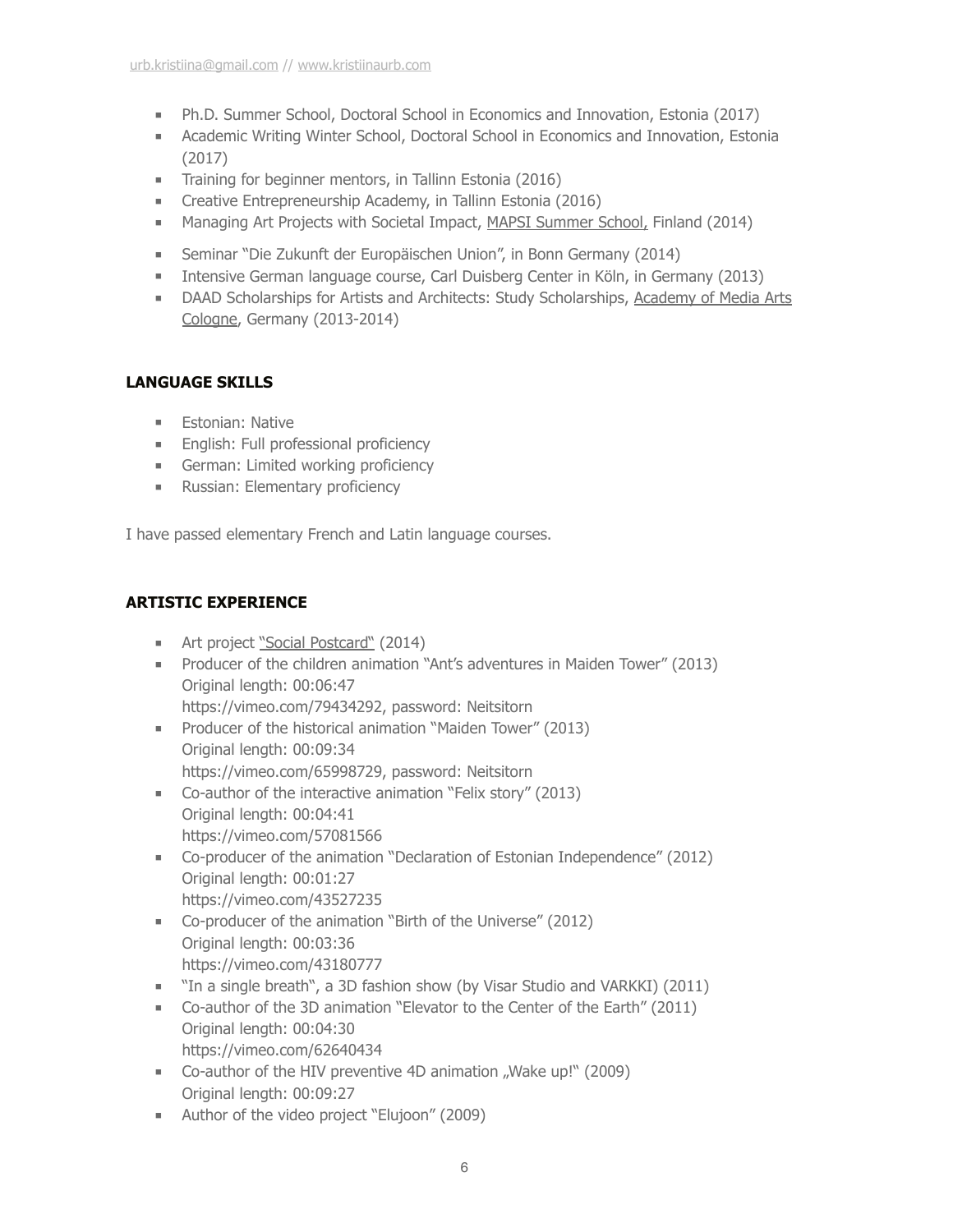- Ph.D. Summer School, Doctoral School in Economics and Innovation, Estonia (2017)
- Academic Writing Winter School, Doctoral School in Economics and Innovation, Estonia (2017)
- Training for beginner mentors, in Tallinn Estonia (2016)
- Creative Entrepreneurship Academy, in Tallinn Estonia (2016)
- Managing Art Projects with Societal Impact, MAPSI Summer School, Finland (2014)
- Seminar "Die Zukunft der Europäischen Union", in Bonn Germany (2014)
- Intensive German language course, Carl Duisberg Center in Köln, in Germany (2013)
- DAAD Scholarships for Artists and Architects: Study Scholarships, Academy of Media Arts Cologne, Germany (2013-2014)

**LANGUAGE SKILLS**

- Estonian: Native
- English: Full professional proficiency
- German: Limited working proficiency
- Russian: Elementary proficiency

I have passed elementary French and Latin language courses.

**ARTISTIC EXPERIENCE**

- Art project "Social Postcard" (2014)
- Producer of the children animation "Ant's adventures in Maiden Tower" (2013)
  Original length: 00:06:47
  https://vimeo.com/79434292, password: Neitsitorn
- Producer of the historical animation "Maiden Tower" (2013)
  Original length: 00:09:34
  https://vimeo.com/65998729, password: Neitsitorn
- Co-author of the interactive animation "Felix story" (2013)
  Original length: 00:04:41
  https://vimeo.com/57081566
- Co-producer of the animation "Declaration of Estonian Independence" (2012)
  Original length: 00:01:27
  https://vimeo.com/43527235
- Co-producer of the animation "Birth of the Universe" (2012)
  Original length: 00:03:36
  https://vimeo.com/43180777
- "In a single breath", a 3D fashion show (by Visar Studio and VARKKI) (2011)
- Co-author of the 3D animation "Elevator to the Center of the Earth" (2011)
  Original length: 00:04:30
  https://vimeo.com/62640434
- Co-author of the HIV preventive 4D animation „Wake up!" (2009)
  Original length: 00:09:27
- Author of the video project "Elujoon" (2009)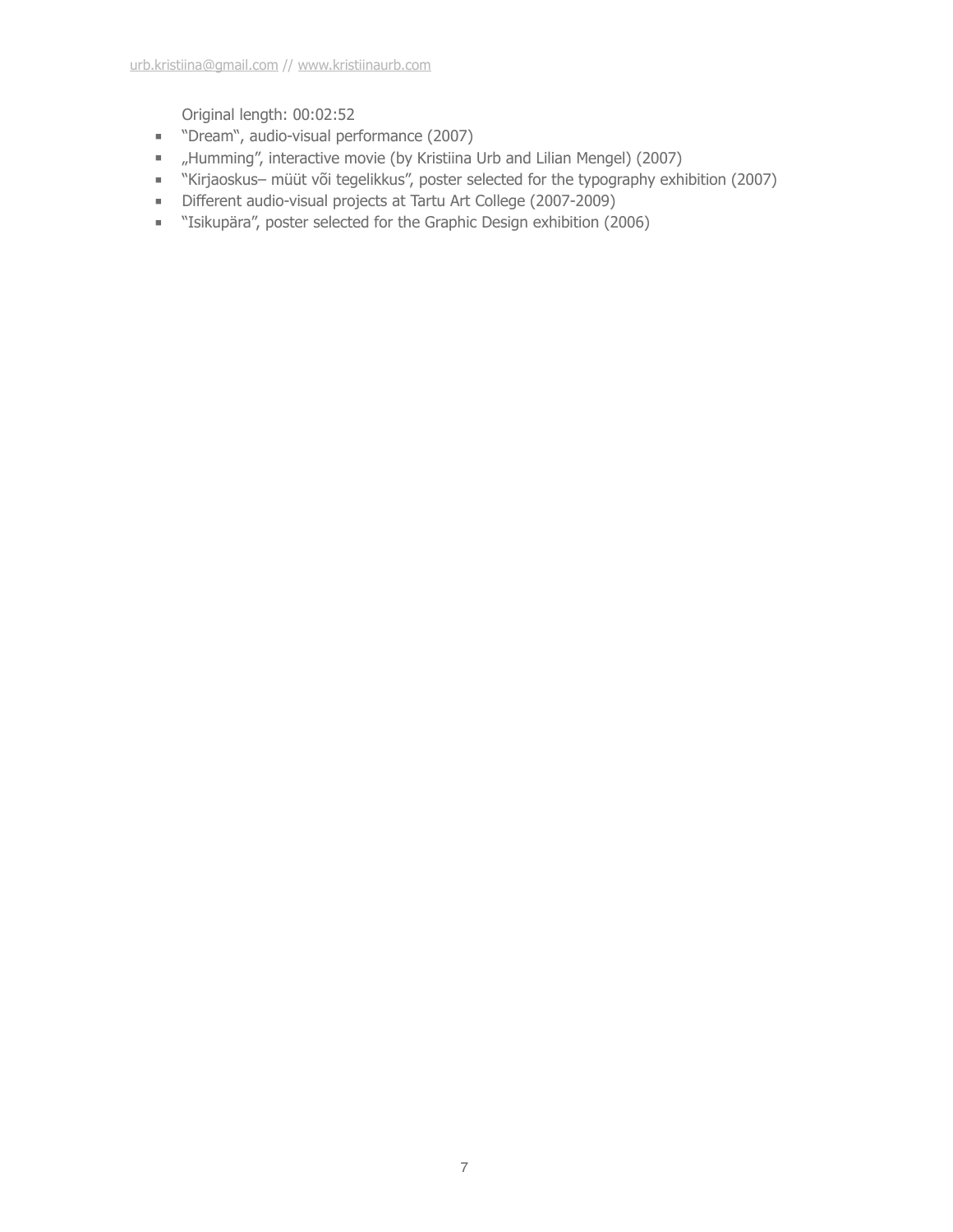Original length: 00:02:52

- “Dream“, audio-visual performance (2007)
- „Humming”, interactive movie (by Kristiina Urb and Lilian Mengel) (2007)
- “Kirjaoskus– müüt või tegelikkus”, poster selected for the typography exhibition (2007)
- Different audio-visual projects at Tartu Art College (2007-2009)
- “Isikupära”, poster selected for the Graphic Design exhibition (2006)